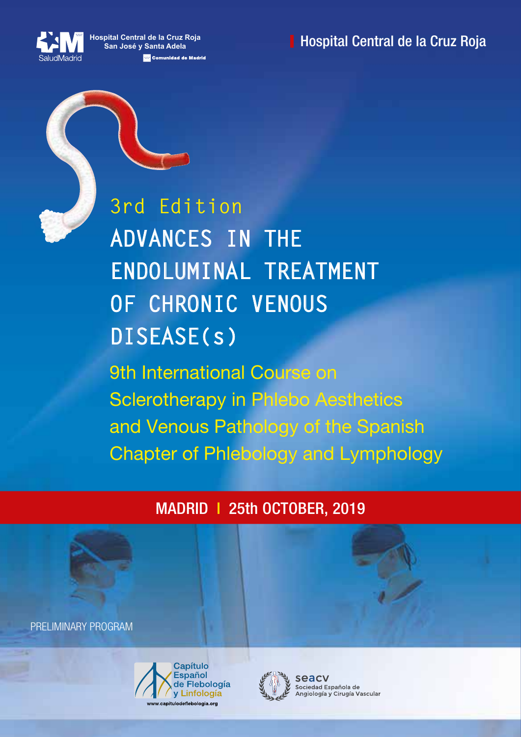Hospital Central de la Cruz Roja
San José y Santa Adela

SaludMadrid

Comunidad de Madrid

Hospital Central de la Cruz Roja

3rd Edition

# ADVANCES IN THE ENDOLUMINAL TREATMENT OF CHRONIC VENOUS DISEASE(s)

## 9th International Course on Sclerotherapy in Phlebo Aesthetics and Venous Pathology of the Spanish Chapter of Phlebology and Lymphology

**MADRID | 25th OCTOBER, 2019**

PRELIMINARY PROGRAM

Capítulo Español de Flebología y Linfología
www.capitulodeflebologia.org

seacv
Sociedad Española de Angiología y Cirugía Vascular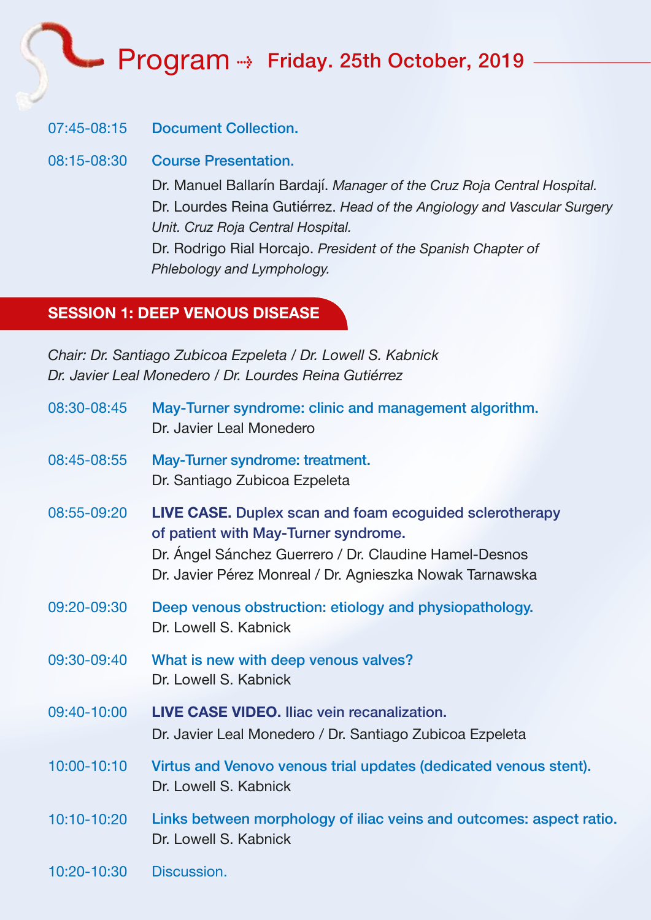# Program ⇢ Friday. 25th October, 2019

07:45-08:15 **Document Collection.**

08:15-08:30 **Course Presentation.**

Dr. Manuel Ballarín Bardají. *Manager of the Cruz Roja Central Hospital.*
Dr. Lourdes Reina Gutiérrez. *Head of the Angiology and Vascular Surgery Unit. Cruz Roja Central Hospital.*
Dr. Rodrigo Rial Horcajo. *President of the Spanish Chapter of Phlebology and Lymphology.*

## SESSION 1: DEEP VENOUS DISEASE

*Chair: Dr. Santiago Zubicoa Ezpeleta / Dr. Lowell S. Kabnick*
*Dr. Javier Leal Monedero / Dr. Lourdes Reina Gutiérrez*

08:30-08:45 **May-Turner syndrome: clinic and management algorithm.**
Dr. Javier Leal Monedero

08:45-08:55 **May-Turner syndrome: treatment.**
Dr. Santiago Zubicoa Ezpeleta

08:55-09:20 **LIVE CASE. Duplex scan and foam ecoguided sclerotherapy of patient with May-Turner syndrome.**
Dr. Ángel Sánchez Guerrero / Dr. Claudine Hamel-Desnos
Dr. Javier Pérez Monreal / Dr. Agnieszka Nowak Tarnawska

09:20-09:30 **Deep venous obstruction: etiology and physiopathology.**
Dr. Lowell S. Kabnick

09:30-09:40 **What is new with deep venous valves?**
Dr. Lowell S. Kabnick

09:40-10:00 **LIVE CASE VIDEO. Iliac vein recanalization.**
Dr. Javier Leal Monedero / Dr. Santiago Zubicoa Ezpeleta

10:00-10:10 **Virtus and Venovo venous trial updates (dedicated venous stent).**
Dr. Lowell S. Kabnick

10:10-10:20 **Links between morphology of iliac veins and outcomes: aspect ratio.**
Dr. Lowell S. Kabnick

10:20-10:30 Discussion.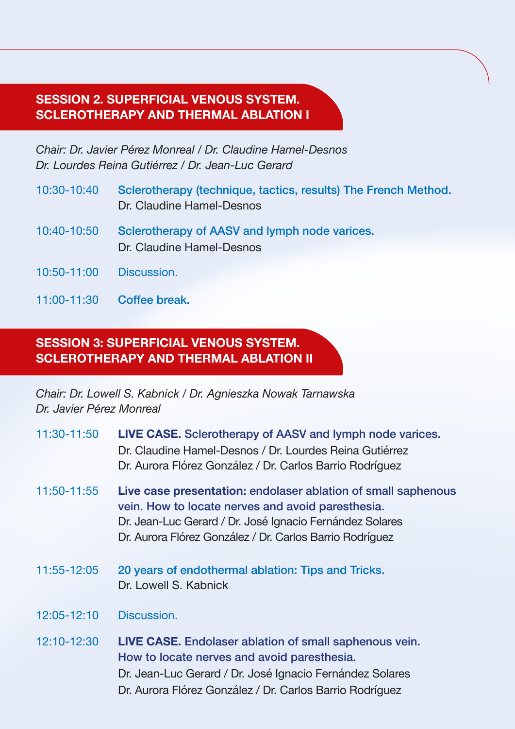## SESSION 2. SUPERFICIAL VENOUS SYSTEM. SCLEROTHERAPY AND THERMAL ABLATION I

*Chair: Dr. Javier Pérez Monreal / Dr. Claudine Hamel-Desnos*
*Dr. Lourdes Reina Gutiérrez / Dr. Jean-Luc Gerard*

10:30-10:40 **Sclerotherapy (technique, tactics, results) The French Method.**
Dr. Claudine Hamel-Desnos

10:40-10:50 **Sclerotherapy of AASV and lymph node varices.**
Dr. Claudine Hamel-Desnos

10:50-11:00 Discussion.

11:00-11:30 **Coffee break.**

## SESSION 3: SUPERFICIAL VENOUS SYSTEM. SCLEROTHERAPY AND THERMAL ABLATION II

*Chair: Dr. Lowell S. Kabnick / Dr. Agnieszka Nowak Tarnawska*
*Dr. Javier Pérez Monreal*

11:30-11:50 **LIVE CASE.** Sclerotherapy of AASV and lymph node varices.
Dr. Claudine Hamel-Desnos / Dr. Lourdes Reina Gutiérrez
Dr. Aurora Flórez González / Dr. Carlos Barrio Rodríguez

11:50-11:55 **Live case presentation:** endolaser ablation of small saphenous vein. How to locate nerves and avoid paresthesia.
Dr. Jean-Luc Gerard / Dr. José Ignacio Fernández Solares
Dr. Aurora Flórez González / Dr. Carlos Barrio Rodríguez

11:55-12:05 **20 years of endothermal ablation: Tips and Tricks.**
Dr. Lowell S. Kabnick

12:05-12:10 Discussion.

12:10-12:30 **LIVE CASE.** Endolaser ablation of small saphenous vein. How to locate nerves and avoid paresthesia.
Dr. Jean-Luc Gerard / Dr. José Ignacio Fernández Solares
Dr. Aurora Flórez González / Dr. Carlos Barrio Rodríguez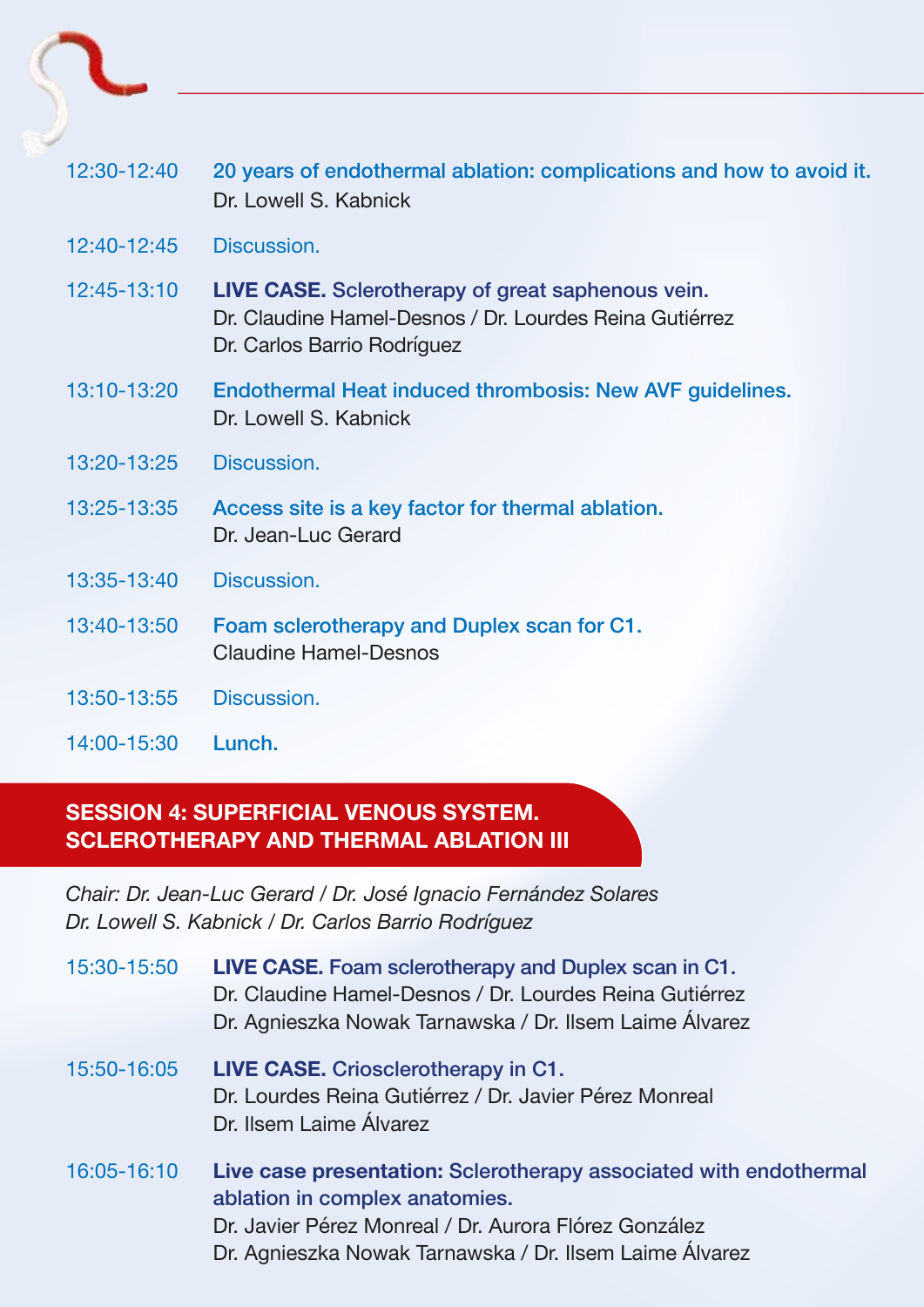12:30-12:40 **20 years of endothermal ablation: complications and how to avoid it.**
Dr. Lowell S. Kabnick

12:40-12:45 Discussion.

12:45-13:10 **LIVE CASE.** Sclerotherapy of great saphenous vein.
Dr. Claudine Hamel-Desnos / Dr. Lourdes Reina Gutiérrez
Dr. Carlos Barrio Rodríguez

13:10-13:20 **Endothermal Heat induced thrombosis: New AVF guidelines.**
Dr. Lowell S. Kabnick

13:20-13:25 Discussion.

13:25-13:35 **Access site is a key factor for thermal ablation.**
Dr. Jean-Luc Gerard

13:35-13:40 Discussion.

13:40-13:50 **Foam sclerotherapy and Duplex scan for C1.**
Claudine Hamel-Desnos

13:50-13:55 Discussion.

14:00-15:30 **Lunch.**

## SESSION 4: SUPERFICIAL VENOUS SYSTEM. SCLEROTHERAPY AND THERMAL ABLATION III

*Chair: Dr. Jean-Luc Gerard / Dr. José Ignacio Fernández Solares*
*Dr. Lowell S. Kabnick / Dr. Carlos Barrio Rodríguez*

15:30-15:50 **LIVE CASE.** Foam sclerotherapy and Duplex scan in C1.
Dr. Claudine Hamel-Desnos / Dr. Lourdes Reina Gutiérrez
Dr. Agnieszka Nowak Tarnawska / Dr. Ilsem Laime Álvarez

15:50-16:05 **LIVE CASE.** Criosclerotherapy in C1.
Dr. Lourdes Reina Gutiérrez / Dr. Javier Pérez Monreal
Dr. Ilsem Laime Álvarez

16:05-16:10 **Live case presentation:** Sclerotherapy associated with endothermal ablation in complex anatomies.
Dr. Javier Pérez Monreal / Dr. Aurora Flórez González
Dr. Agnieszka Nowak Tarnawska / Dr. Ilsem Laime Álvarez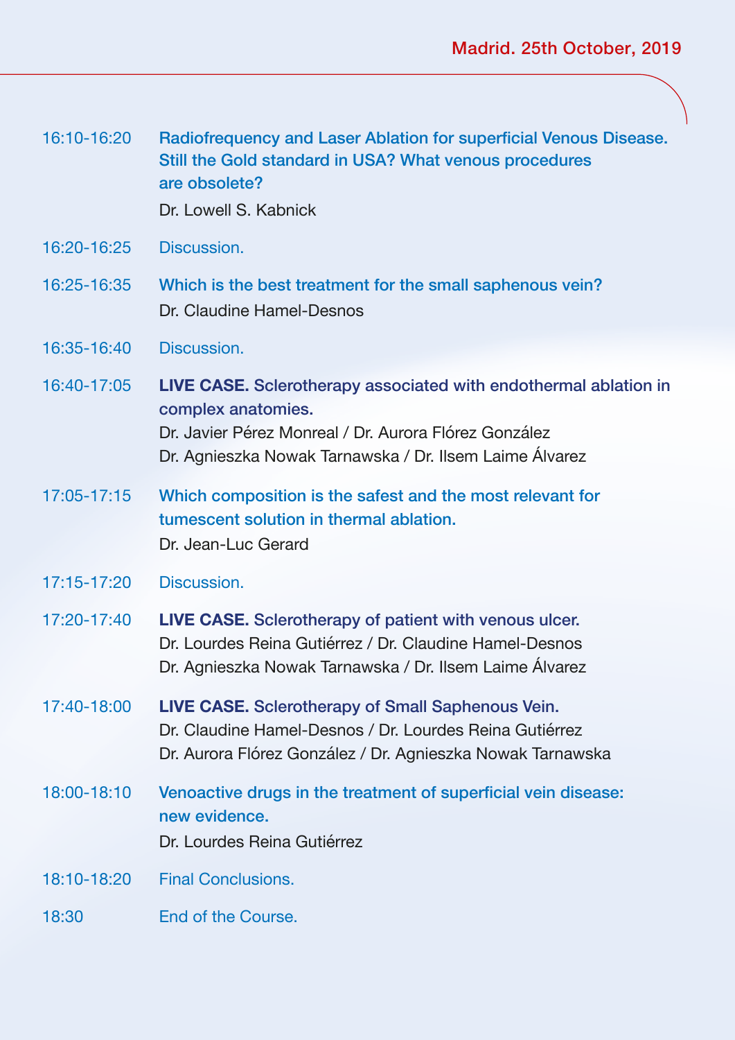Madrid. 25th October, 2019

| | |
|---|---|
| 16:10-16:20 | Radiofrequency and Laser Ablation for superficial Venous Disease. Still the Gold standard in USA? What venous procedures are obsolete?<br>Dr. Lowell S. Kabnick |
| 16:20-16:25 | Discussion. |
| 16:25-16:35 | Which is the best treatment for the small saphenous vein?<br>Dr. Claudine Hamel-Desnos |
| 16:35-16:40 | Discussion. |
| 16:40-17:05 | **LIVE CASE.** Sclerotherapy associated with endothermal ablation in complex anatomies.<br>Dr. Javier Pérez Monreal / Dr. Aurora Flórez González<br>Dr. Agnieszka Nowak Tarnawska / Dr. Ilsem Laime Álvarez |
| 17:05-17:15 | Which composition is the safest and the most relevant for tumescent solution in thermal ablation.<br>Dr. Jean-Luc Gerard |
| 17:15-17:20 | Discussion. |
| 17:20-17:40 | **LIVE CASE.** Sclerotherapy of patient with venous ulcer.<br>Dr. Lourdes Reina Gutiérrez / Dr. Claudine Hamel-Desnos<br>Dr. Agnieszka Nowak Tarnawska / Dr. Ilsem Laime Álvarez |
| 17:40-18:00 | **LIVE CASE.** Sclerotherapy of Small Saphenous Vein.<br>Dr. Claudine Hamel-Desnos / Dr. Lourdes Reina Gutiérrez<br>Dr. Aurora Flórez González / Dr. Agnieszka Nowak Tarnawska |
| 18:00-18:10 | Venoactive drugs in the treatment of superficial vein disease: new evidence.<br>Dr. Lourdes Reina Gutiérrez |
| 18:10-18:20 | Final Conclusions. |
| 18:30 | End of the Course. |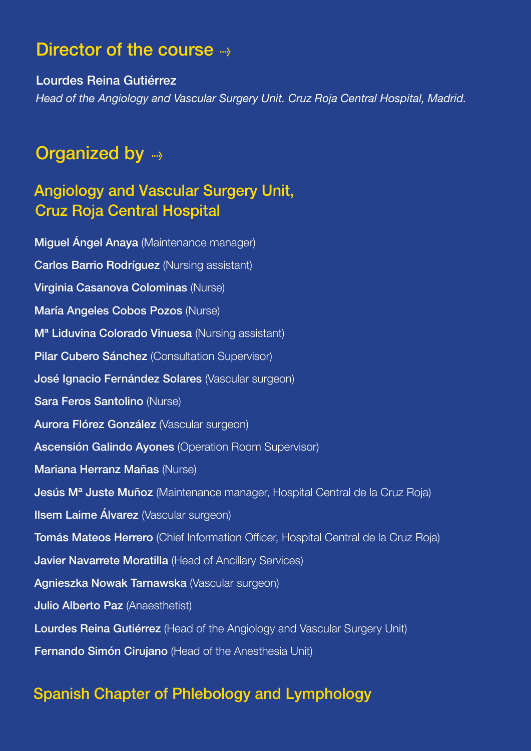## Director of the course ⇢

**Lourdes Reina Gutiérrez**

*Head of the Angiology and Vascular Surgery Unit. Cruz Roja Central Hospital, Madrid.*

## Organized by ⇢

### Angiology and Vascular Surgery Unit, Cruz Roja Central Hospital

**Miguel Ángel Anaya** (Maintenance manager)

**Carlos Barrio Rodríguez** (Nursing assistant)

**Virginia Casanova Colominas** (Nurse)

**María Angeles Cobos Pozos** (Nurse)

**Mª Liduvina Colorado Vinuesa** (Nursing assistant)

**Pilar Cubero Sánchez** (Consultation Supervisor)

**José Ignacio Fernández Solares** (Vascular surgeon)

**Sara Feros Santolino** (Nurse)

**Aurora Flórez González** (Vascular surgeon)

**Ascensión Galindo Ayones** (Operation Room Supervisor)

**Mariana Herranz Mañas** (Nurse)

**Jesús Mª Juste Muñoz** (Maintenance manager, Hospital Central de la Cruz Roja)

**Ilsem Laime Álvarez** (Vascular surgeon)

**Tomás Mateos Herrero** (Chief Information Officer, Hospital Central de la Cruz Roja)

**Javier Navarrete Moratilla** (Head of Ancillary Services)

**Agnieszka Nowak Tarnawska** (Vascular surgeon)

**Julio Alberto Paz** (Anaesthetist)

**Lourdes Reina Gutiérrez** (Head of the Angiology and Vascular Surgery Unit)

**Fernando Simón Cirujano** (Head of the Anesthesia Unit)

### Spanish Chapter of Phlebology and Lymphology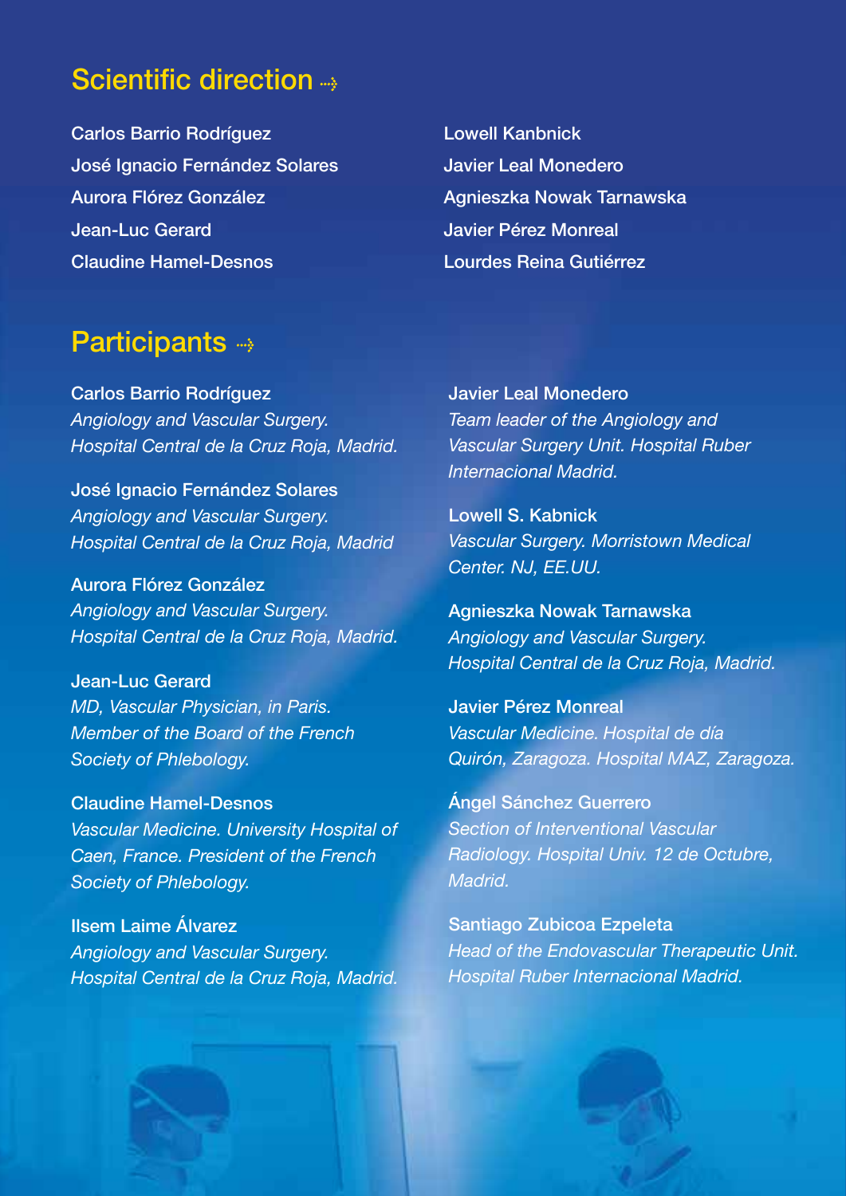## Scientific direction

Carlos Barrio Rodríguez
José Ignacio Fernández Solares
Aurora Flórez González
Jean-Luc Gerard
Claudine Hamel-Desnos
Lowell Kanbnick
Javier Leal Monedero
Agnieszka Nowak Tarnawska
Javier Pérez Monreal
Lourdes Reina Gutiérrez

## Participants

**Carlos Barrio Rodríguez**
*Angiology and Vascular Surgery. Hospital Central de la Cruz Roja, Madrid.*

**José Ignacio Fernández Solares**
*Angiology and Vascular Surgery. Hospital Central de la Cruz Roja, Madrid*

**Aurora Flórez González**
*Angiology and Vascular Surgery. Hospital Central de la Cruz Roja, Madrid.*

**Jean-Luc Gerard**
*MD, Vascular Physician, in Paris. Member of the Board of the French Society of Phlebology.*

**Claudine Hamel-Desnos**
*Vascular Medicine. University Hospital of Caen, France. President of the French Society of Phlebology.*

**Ilsem Laime Álvarez**
*Angiology and Vascular Surgery. Hospital Central de la Cruz Roja, Madrid.*

**Javier Leal Monedero**
*Team leader of the Angiology and Vascular Surgery Unit. Hospital Ruber Internacional Madrid.*

**Lowell S. Kabnick**
*Vascular Surgery. Morristown Medical Center. NJ, EE.UU.*

**Agnieszka Nowak Tarnawska**
*Angiology and Vascular Surgery. Hospital Central de la Cruz Roja, Madrid.*

**Javier Pérez Monreal**
*Vascular Medicine. Hospital de día Quirón, Zaragoza. Hospital MAZ, Zaragoza.*

**Ángel Sánchez Guerrero**
*Section of Interventional Vascular Radiology. Hospital Univ. 12 de Octubre, Madrid.*

**Santiago Zubicoa Ezpeleta**
*Head of the Endovascular Therapeutic Unit. Hospital Ruber Internacional Madrid.*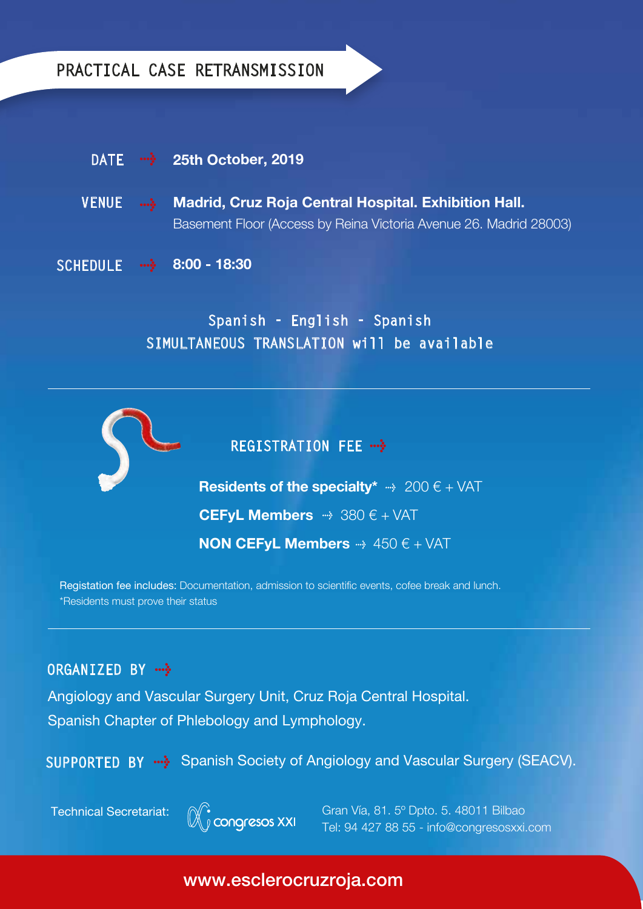## PRACTICAL CASE RETRANSMISSION

**DATE** ⇢ **25th October, 2019**

**VENUE** ⇢ **Madrid, Cruz Roja Central Hospital. Exhibition Hall.**
Basement Floor (Access by Reina Victoria Avenue 26. Madrid 28003)

**SCHEDULE** ⇢ **8:00 - 18:30**

Spanish - English - Spanish
SIMULTANEOUS TRANSLATION will be available

---

### REGISTRATION FEE ⇢

**Residents of the specialty*** ⇢ 200 € + VAT

**CEFyL Members** ⇢ 380 € + VAT

**NON CEFyL Members** ⇢ 450 € + VAT

Registation fee includes: Documentation, admission to scientific events, cofee break and lunch.
*Residents must prove their status

---

### ORGANIZED BY ⇢

Angiology and Vascular Surgery Unit, Cruz Roja Central Hospital.
Spanish Chapter of Phlebology and Lymphology.

**SUPPORTED BY** ⇢ Spanish Society of Angiology and Vascular Surgery (SEACV).

Technical Secretariat: congresos XXI
Gran Vía, 81. 5º Dpto. 5. 48011 Bilbao
Tel: 94 427 88 55 - info@congresosxxi.com

www.esclerocruzroja.com